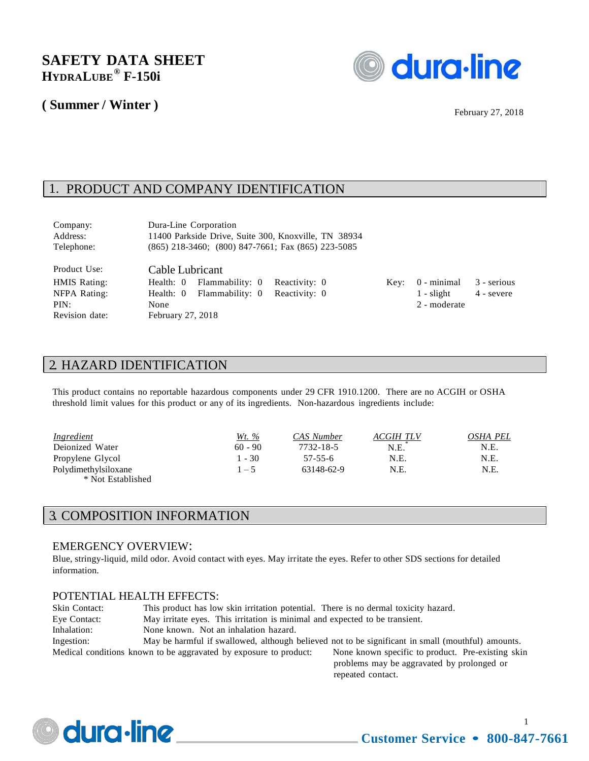# SAFETY DATA SHEET
## HYDRALUBE® F-150i

## ( Summer / Winter )

February 27, 2018

## 1. PRODUCT AND COMPANY IDENTIFICATION

| | |
|---|---|
| Company: | Dura-Line Corporation |
| Address: | 11400 Parkside Drive, Suite 300, Knoxville, TN 38934 |
| Telephone: | (865) 218-3460; (800) 847-7661; Fax (865) 223-5085 |

| | | | | | | |
|---|---|---|---|---|---|---|
| Product Use: | Cable Lubricant | | | | | |
| HMIS Rating: | Health: 0 | Flammability: 0 | Reactivity: 0 | Key: | 0 - minimal | 3 - serious |
| NFPA Rating: | Health: 0 | Flammability: 0 | Reactivity: 0 | | 1 - slight | 4 - severe |
| PIN: | None | | | | 2 - moderate | |
| Revision date: | February 27, 2018 | | | | | |

## 2. HAZARD IDENTIFICATION

This product contains no reportable hazardous components under 29 CFR 1910.1200. There are no ACGIH or OSHA threshold limit values for this product or any of its ingredients. Non-hazardous ingredients include:

| *Ingredient* | *Wt. %* | *CAS Number* | *ACGIH TLV* | *OSHA PEL* |
|---|---|---|---|---|
| Deionized Water | 60 - 90 | 7732-18-5 | N.E.* | N.E. |
| Propylene Glycol | 1 - 30 | 57-55-6 | N.E. | N.E. |
| Polydimethylsiloxane | 1 – 5 | 63148-62-9 | N.E. | N.E. |

\* Not Established

## 3. COMPOSITION INFORMATION

### EMERGENCY OVERVIEW:

Blue, stringy-liquid, mild odor. Avoid contact with eyes. May irritate the eyes. Refer to other SDS sections for detailed information.

### POTENTIAL HEALTH EFFECTS:

| | |
|---|---|
| Skin Contact: | This product has low skin irritation potential. There is no dermal toxicity hazard. |
| Eye Contact: | May irritate eyes. This irritation is minimal and expected to be transient. |
| Inhalation: | None known. Not an inhalation hazard. |
| Ingestion: | May be harmful if swallowed, although believed not to be significant in small (mouthful) amounts. |

Medical conditions known to be aggravated by exposure to product: None known specific to product. Pre-existing skin problems may be aggravated by prolonged or repeated contact.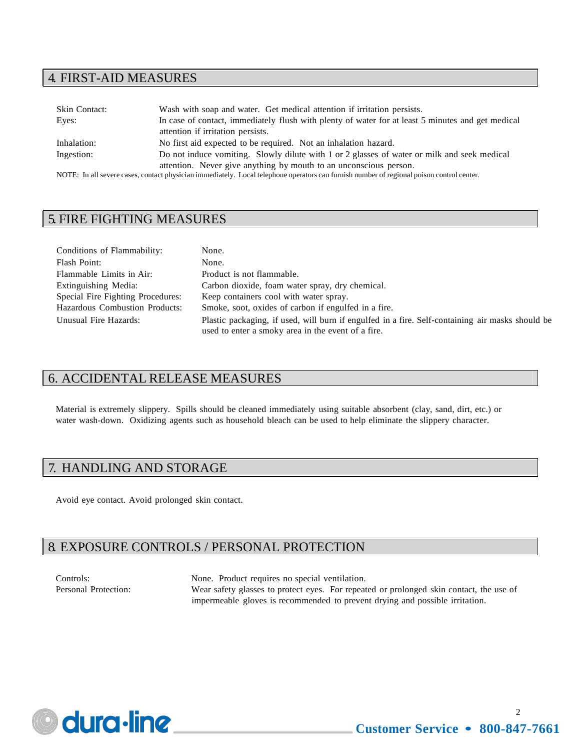## 4. FIRST-AID MEASURES

| | |
|---|---|
| Skin Contact: | Wash with soap and water. Get medical attention if irritation persists. |
| Eyes: | In case of contact, immediately flush with plenty of water for at least 5 minutes and get medical attention if irritation persists. |
| Inhalation: | No first aid expected to be required. Not an inhalation hazard. |
| Ingestion: | Do not induce vomiting. Slowly dilute with 1 or 2 glasses of water or milk and seek medical attention. Never give anything by mouth to an unconscious person. |

NOTE: In all severe cases, contact physician immediately. Local telephone operators can furnish number of regional poison control center.

## 5. FIRE FIGHTING MEASURES

| | |
|---|---|
| Conditions of Flammability: | None. |
| Flash Point: | None. |
| Flammable Limits in Air: | Product is not flammable. |
| Extinguishing Media: | Carbon dioxide, foam water spray, dry chemical. |
| Special Fire Fighting Procedures: | Keep containers cool with water spray. |
| Hazardous Combustion Products: | Smoke, soot, oxides of carbon if engulfed in a fire. |
| Unusual Fire Hazards: | Plastic packaging, if used, will burn if engulfed in a fire. Self-containing air masks should be used to enter a smoky area in the event of a fire. |

## 6. ACCIDENTAL RELEASE MEASURES

Material is extremely slippery. Spills should be cleaned immediately using suitable absorbent (clay, sand, dirt, etc.) or water wash-down. Oxidizing agents such as household bleach can be used to help eliminate the slippery character.

## 7. HANDLING AND STORAGE

Avoid eye contact. Avoid prolonged skin contact.

## 8. EXPOSURE CONTROLS / PERSONAL PROTECTION

| | |
|---|---|
| Controls: | None. Product requires no special ventilation. |
| Personal Protection: | Wear safety glasses to protect eyes. For repeated or prolonged skin contact, the use of impermeable gloves is recommended to prevent drying and possible irritation. |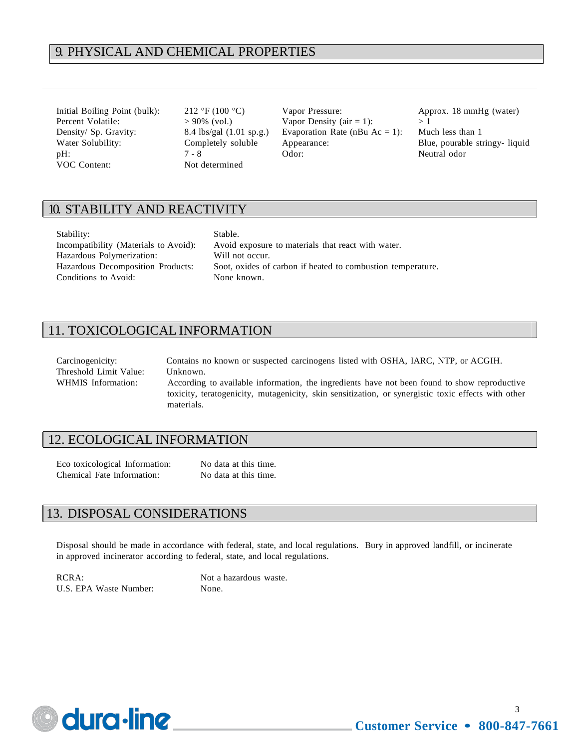## 9. PHYSICAL AND CHEMICAL PROPERTIES

| | | | |
|---|---|---|---|
| Initial Boiling Point (bulk): | 212 °F (100 °C) | Vapor Pressure: | Approx. 18 mmHg (water) |
| Percent Volatile: | > 90% (vol.) | Vapor Density (air = 1): | > 1 |
| Density/ Sp. Gravity: | 8.4 lbs/gal (1.01 sp.g.) | Evaporation Rate (nBu Ac = 1): | Much less than 1 |
| Water Solubility: | Completely soluble | Appearance: | Blue, pourable stringy- liquid |
| pH: | 7 - 8 | Odor: | Neutral odor |
| VOC Content: | Not determined | | |

## 10. STABILITY AND REACTIVITY

| | |
|---|---|
| Stability: | Stable. |
| Incompatibility (Materials to Avoid): | Avoid exposure to materials that react with water. |
| Hazardous Polymerization: | Will not occur. |
| Hazardous Decomposition Products: | Soot, oxides of carbon if heated to combustion temperature. |
| Conditions to Avoid: | None known. |

## 11. TOXICOLOGICAL INFORMATION

| | |
|---|---|
| Carcinogenicity: | Contains no known or suspected carcinogens listed with OSHA, IARC, NTP, or ACGIH. |
| Threshold Limit Value: | Unknown. |
| WHMIS Information: | According to available information, the ingredients have not been found to show reproductive toxicity, teratogenicity, mutagenicity, skin sensitization, or synergistic toxic effects with other materials. |

## 12. ECOLOGICAL INFORMATION

| | |
|---|---|
| Eco toxicological Information: | No data at this time. |
| Chemical Fate Information: | No data at this time. |

## 13. DISPOSAL CONSIDERATIONS

Disposal should be made in accordance with federal, state, and local regulations. Bury in approved landfill, or incinerate in approved incinerator according to federal, state, and local regulations.

| | |
|---|---|
| RCRA: | Not a hazardous waste. |
| U.S. EPA Waste Number: | None. |

dura·line **Customer Service • 800-847-7661**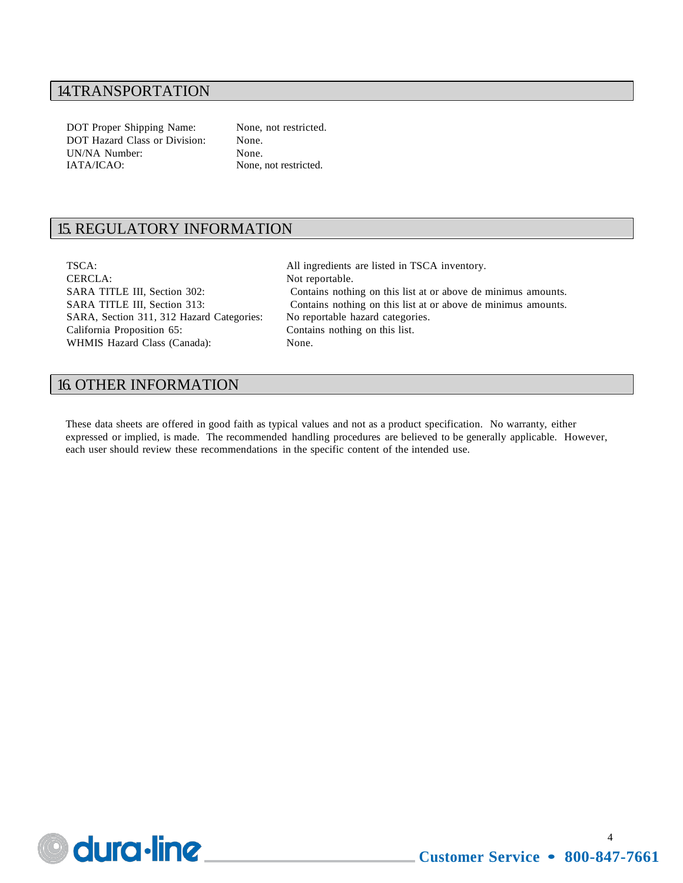## 14.TRANSPORTATION

| | |
|---|---|
| DOT Proper Shipping Name: | None, not restricted. |
| DOT Hazard Class or Division: | None. |
| UN/NA Number: | None. |
| IATA/ICAO: | None, not restricted. |

## 15. REGULATORY INFORMATION

| | |
|---|---|
| TSCA: | All ingredients are listed in TSCA inventory. |
| CERCLA: | Not reportable. |
| SARA TITLE III, Section 302: | Contains nothing on this list at or above de minimus amounts. |
| SARA TITLE III, Section 313: | Contains nothing on this list at or above de minimus amounts. |
| SARA, Section 311, 312 Hazard Categories: | No reportable hazard categories. |
| California Proposition 65: | Contains nothing on this list. |
| WHMIS Hazard Class (Canada): | None. |

## 16. OTHER INFORMATION

These data sheets are offered in good faith as typical values and not as a product specification. No warranty, either expressed or implied, is made. The recommended handling procedures are believed to be generally applicable. However, each user should review these recommendations in the specific content of the intended use.

dura-line **Customer Service • 800-847-7661**